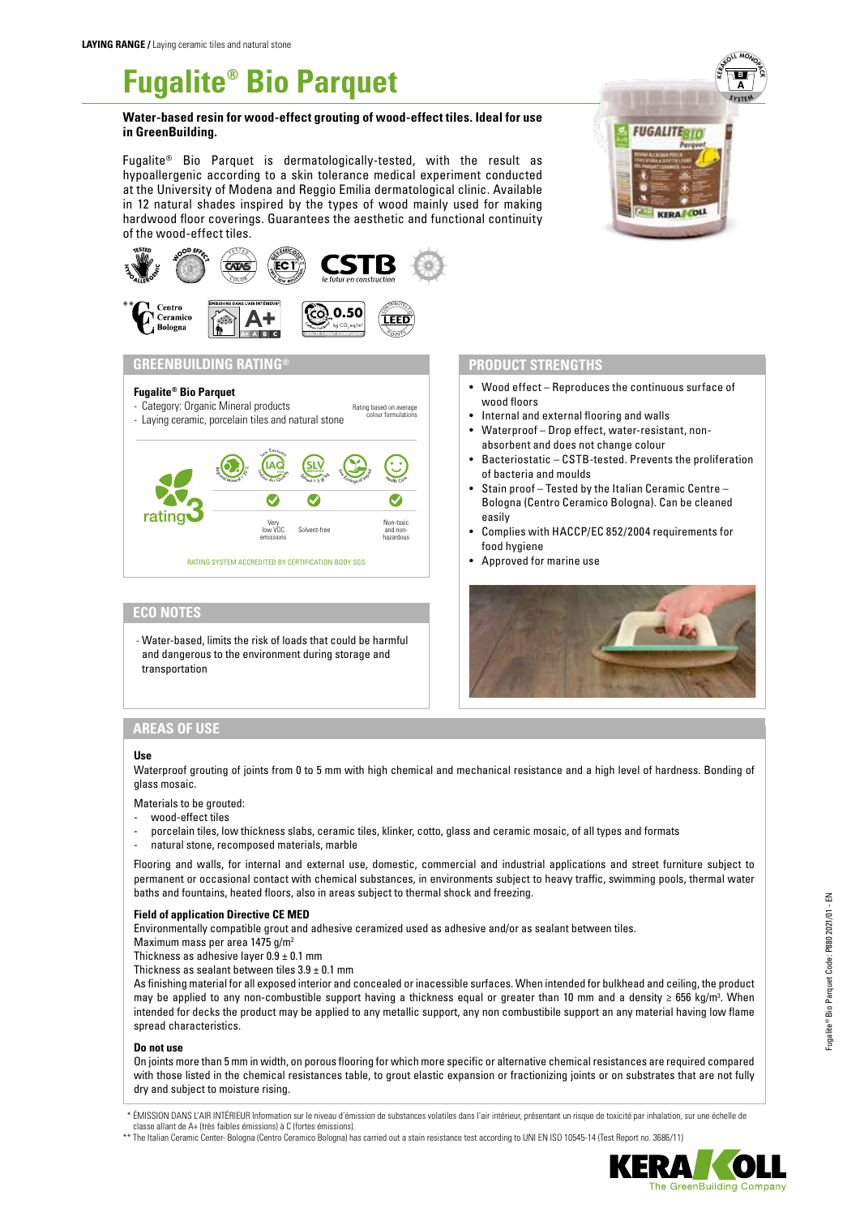**LAYING RANGE /** Laying ceramic tiles and natural stone

# Fugalite® Bio Parquet

**Water-based resin for wood-effect grouting of wood-effect tiles. Ideal for use in GreenBuilding.**

Fugalite® Bio Parquet is dermatologically-tested, with the result as hypoallergenic according to a skin tolerance medical experiment conducted at the University of Modena and Reggio Emilia dermatological clinic. Available in 12 natural shades inspired by the types of wood mainly used for making hardwood floor coverings. Guarantees the aesthetic and functional continuity of the wood-effect tiles.

## GREENBUILDING RATING®

**Fugalite® Bio Parquet**

- Category: Organic Mineral products
- Laying ceramic, porcelain tiles and natural stone

Rating based on average colour formulations

rating3

- Very low VOC emissions
- Solvent-free
- Non-toxic and non-hazardous

RATING SYSTEM ACCREDITED BY CERTIFICATION BODY SGS

## ECO NOTES

- Water-based, limits the risk of loads that could be harmful and dangerous to the environment during storage and transportation

## PRODUCT STRENGTHS

- Wood effect – Reproduces the continuous surface of wood floors
- Internal and external flooring and walls
- Waterproof – Drop effect, water-resistant, non-absorbent and does not change colour
- Bacteriostatic – CSTB-tested. Prevents the proliferation of bacteria and moulds
- Stain proof – Tested by the Italian Ceramic Centre – Bologna (Centro Ceramico Bologna). Can be cleaned easily
- Complies with HACCP/EC 852/2004 requirements for food hygiene
- Approved for marine use

## AREAS OF USE

### Use

Waterproof grouting of joints from 0 to 5 mm with high chemical and mechanical resistance and a high level of hardness. Bonding of glass mosaic.

Materials to be grouted:

- wood-effect tiles
- porcelain tiles, low thickness slabs, ceramic tiles, klinker, cotto, glass and ceramic mosaic, of all types and formats
- natural stone, recomposed materials, marble

Flooring and walls, for internal and external use, domestic, commercial and industrial applications and street furniture subject to permanent or occasional contact with chemical substances, in environments subject to heavy traffic, swimming pools, thermal water baths and fountains, heated floors, also in areas subject to thermal shock and freezing.

### Field of application Directive CE MED

Environmentally compatible grout and adhesive ceramized used as adhesive and/or as sealant between tiles.
Maximum mass per area 1475 g/m²
Thickness as adhesive layer 0.9 ± 0.1 mm
Thickness as sealant between tiles 3.9 ± 0.1 mm
As finishing material for all exposed interior and concealed or inaccessible surfaces. When intended for bulkhead and ceiling, the product may be applied to any non-combustible support having a thickness equal or greater than 10 mm and a density ≥ 656 kg/m³. When intended for decks the product may be applied to any metallic support, any non combustibile support an any material having low flame spread characteristics.

### Do not use

On joints more than 5 mm in width, on porous flooring for which more specific or alternative chemical resistances are required compared with those listed in the chemical resistances table, to grout elastic expansion or fractionizing joints or on substrates that are not fully dry and subject to moisture rising.

\* ÉMISSION DANS L'AIR INTÉRIEUR Information sur le niveau d'émission de substances volatiles dans l'air intérieur, présentant un risque de toxicité par inhalation, sur une échelle de classe allant de A+ (très faibles émissions) à C (fortes émissions).

\*\* The Italian Ceramic Center- Bologna (Centro Ceramico Bologna) has carried out a stain resistance test according to UNI EN ISO 10545-14 (Test Report no. 3686/11)

Fugalite® Bio Parquet Code: P880 2021/01 - EN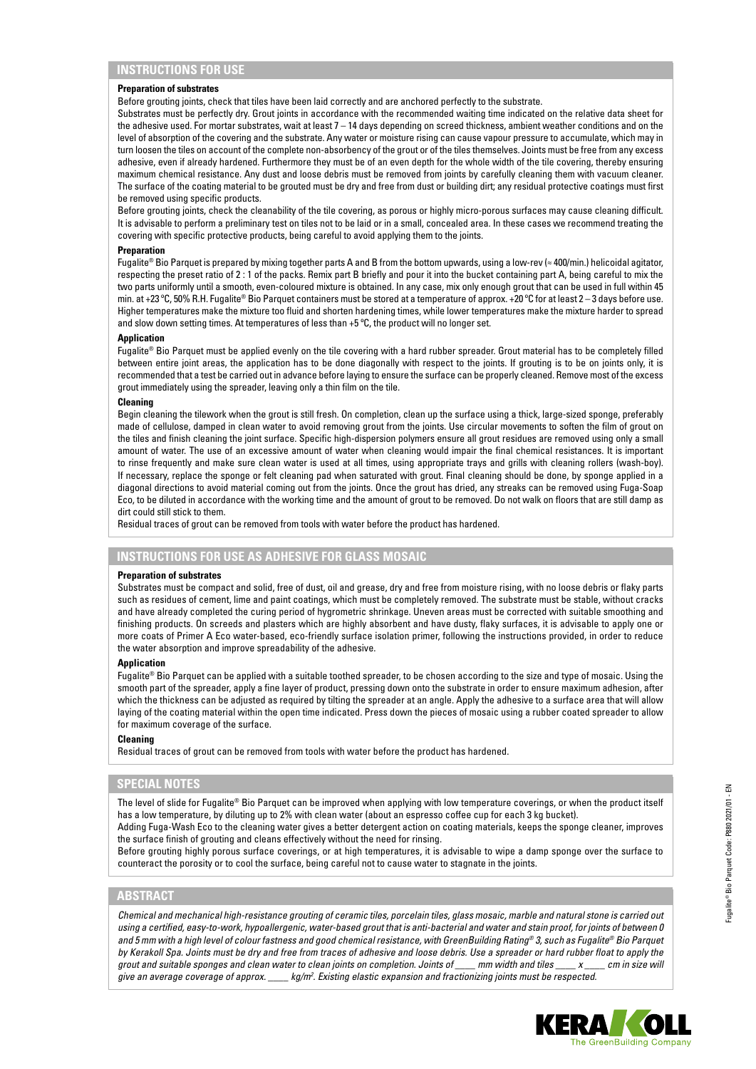## INSTRUCTIONS FOR USE

**Preparation of substrates**

Before grouting joints, check that tiles have been laid correctly and are anchored perfectly to the substrate.

Substrates must be perfectly dry. Grout joints in accordance with the recommended waiting time indicated on the relative data sheet for the adhesive used. For mortar substrates, wait at least 7 – 14 days depending on screed thickness, ambient weather conditions and on the level of absorption of the covering and the substrate. Any water or moisture rising can cause vapour pressure to accumulate, which may in turn loosen the tiles on account of the complete non-absorbency of the grout or of the tiles themselves. Joints must be free from any excess adhesive, even if already hardened. Furthermore they must be of an even depth for the whole width of the tile covering, thereby ensuring maximum chemical resistance. Any dust and loose debris must be removed from joints by carefully cleaning them with vacuum cleaner. The surface of the coating material to be grouted must be dry and free from dust or building dirt; any residual protective coatings must first be removed using specific products.

Before grouting joints, check the cleanability of the tile covering, as porous or highly micro-porous surfaces may cause cleaning difficult. It is advisable to perform a preliminary test on tiles not to be laid or in a small, concealed area. In these cases we recommend treating the covering with specific protective products, being careful to avoid applying them to the joints.

**Preparation**

Fugalite® Bio Parquet is prepared by mixing together parts A and B from the bottom upwards, using a low-rev (≈ 400/min.) helicoidal agitator, respecting the preset ratio of 2 : 1 of the packs. Remix part B briefly and pour it into the bucket containing part A, being careful to mix the two parts uniformly until a smooth, even-coloured mixture is obtained. In any case, mix only enough grout that can be used in full within 45 min. at +23 °C, 50% R.H. Fugalite® Bio Parquet containers must be stored at a temperature of approx. +20 °C for at least 2 – 3 days before use. Higher temperatures make the mixture too fluid and shorten hardening times, while lower temperatures make the mixture harder to spread and slow down setting times. At temperatures of less than +5 °C, the product will no longer set.

**Application**

Fugalite® Bio Parquet must be applied evenly on the tile covering with a hard rubber spreader. Grout material has to be completely filled between entire joint areas, the application has to be done diagonally with respect to the joints. If grouting is to be on joints only, it is recommended that a test be carried out in advance before laying to ensure the surface can be properly cleaned. Remove most of the excess grout immediately using the spreader, leaving only a thin film on the tile.

**Cleaning**

Begin cleaning the tilework when the grout is still fresh. On completion, clean up the surface using a thick, large-sized sponge, preferably made of cellulose, damped in clean water to avoid removing grout from the joints. Use circular movements to soften the film of grout on the tiles and finish cleaning the joint surface. Specific high-dispersion polymers ensure all grout residues are removed using only a small amount of water. The use of an excessive amount of water when cleaning would impair the final chemical resistances. It is important to rinse frequently and make sure clean water is used at all times, using appropriate trays and grills with cleaning rollers (wash-boy). If necessary, replace the sponge or felt cleaning pad when saturated with grout. Final cleaning should be done, by sponge applied in a diagonal directions to avoid material coming out from the joints. Once the grout has dried, any streaks can be removed using Fuga-Soap Eco, to be diluted in accordance with the working time and the amount of grout to be removed. Do not walk on floors that are still damp as dirt could still stick to them.

Residual traces of grout can be removed from tools with water before the product has hardened.

## INSTRUCTIONS FOR USE AS ADHESIVE FOR GLASS MOSAIC

**Preparation of substrates**

Substrates must be compact and solid, free of dust, oil and grease, dry and free from moisture rising, with no loose debris or flaky parts such as residues of cement, lime and paint coatings, which must be completely removed. The substrate must be stable, without cracks and have already completed the curing period of hygrometric shrinkage. Uneven areas must be corrected with suitable smoothing and finishing products. On screeds and plasters which are highly absorbent and have dusty, flaky surfaces, it is advisable to apply one or more coats of Primer A Eco water-based, eco-friendly surface isolation primer, following the instructions provided, in order to reduce the water absorption and improve spreadability of the adhesive.

**Application**

Fugalite® Bio Parquet can be applied with a suitable toothed spreader, to be chosen according to the size and type of mosaic. Using the smooth part of the spreader, apply a fine layer of product, pressing down onto the substrate in order to ensure maximum adhesion, after which the thickness can be adjusted as required by tilting the spreader at an angle. Apply the adhesive to a surface area that will allow laying of the coating material within the open time indicated. Press down the pieces of mosaic using a rubber coated spreader to allow for maximum coverage of the surface.

**Cleaning**

Residual traces of grout can be removed from tools with water before the product has hardened.

## SPECIAL NOTES

The level of slide for Fugalite® Bio Parquet can be improved when applying with low temperature coverings, or when the product itself has a low temperature, by diluting up to 2% with clean water (about an espresso coffee cup for each 3 kg bucket).

Adding Fuga-Wash Eco to the cleaning water gives a better detergent action on coating materials, keeps the sponge cleaner, improves the surface finish of grouting and cleans effectively without the need for rinsing.

Before grouting highly porous surface coverings, or at high temperatures, it is advisable to wipe a damp sponge over the surface to counteract the porosity or to cool the surface, being careful not to cause water to stagnate in the joints.

## ABSTRACT

*Chemical and mechanical high-resistance grouting of ceramic tiles, porcelain tiles, glass mosaic, marble and natural stone is carried out using a certified, easy-to-work, hypoallergenic, water-based grout that is anti-bacterial and water and stain proof, for joints of between 0 and 5 mm with a high level of colour fastness and good chemical resistance, with GreenBuilding Rating® 3, such as Fugalite® Bio Parquet by Kerakoll Spa. Joints must be dry and free from traces of adhesive and loose debris. Use a spreader or hard rubber float to apply the grout and suitable sponges and clean water to clean joints on completion. Joints of ____ mm width and tiles ____ x ____ cm in size will give an average coverage of approx. ____ kg/m². Existing elastic expansion and fractionizing joints must be respected.*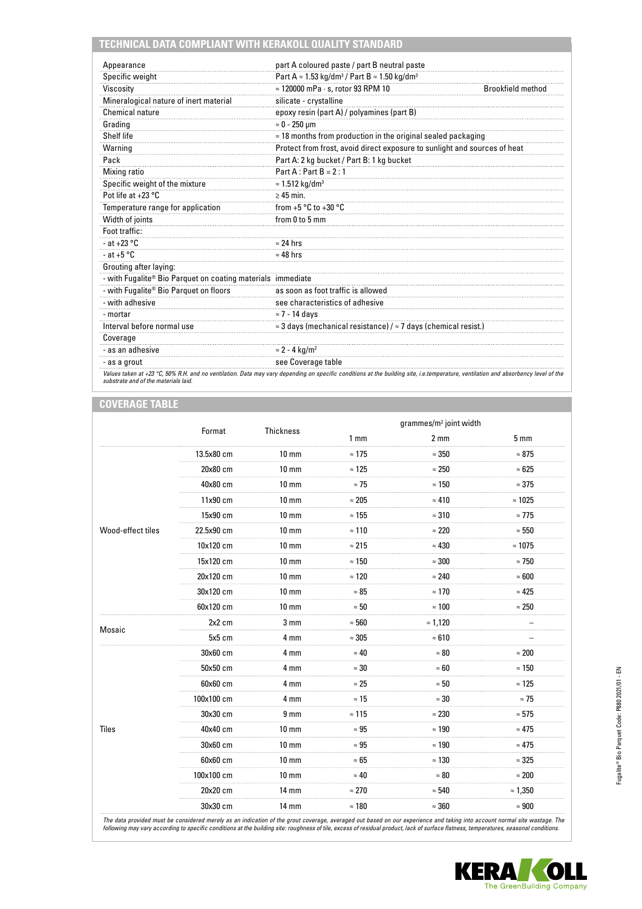## TECHNICAL DATA COMPLIANT WITH KERAKOLL QUALITY STANDARD

| | | |
|---|---|---|
| Appearance | part A coloured paste / part B neutral paste | |
| Specific weight | Part A ≈ 1.53 kg/dm³ / Part B ≈ 1.50 kg/dm³ | |
| Viscosity | ≈ 120000 mPa · s, rotor 93 RPM 10 | Brookfield method |
| Mineralogical nature of inert material | silicate - crystalline | |
| Chemical nature | epoxy resin (part A) / polyamines (part B) | |
| Grading | ≈ 0 - 250 μm | |
| Shelf life | ≈ 18 months from production in the original sealed packaging | |
| Warning | Protect from frost, avoid direct exposure to sunlight and sources of heat | |
| Pack | Part A: 2 kg bucket / Part B: 1 kg bucket | |
| Mixing ratio | Part A : Part B = 2 : 1 | |
| Specific weight of the mixture | ≈ 1.512 kg/dm³ | |
| Pot life at +23 °C | ≥ 45 min. | |
| Temperature range for application | from +5 °C to +30 °C | |
| Width of joints | from 0 to 5 mm | |
| Foot traffic: | | |
| - at +23 °C | ≈ 24 hrs | |
| - at +5 °C | ≈ 48 hrs | |
| Grouting after laying: | | |
| - with Fugalite® Bio Parquet on coating materials | immediate | |
| - with Fugalite® Bio Parquet on floors | as soon as foot traffic is allowed | |
| - with adhesive | see characteristics of adhesive | |
| - mortar | ≈ 7 - 14 days | |
| Interval before normal use | ≈ 3 days (mechanical resistance) / ≈ 7 days (chemical resist.) | |
| Coverage | | |
| - as an adhesive | ≈ 2 - 4 kg/m² | |
| - as a grout | see Coverage table | |

*Values taken at +23 °C, 50% R.H. and no ventilation. Data may vary depending on specific conditions at the building site, i.e.temperature, ventilation and absorbency level of the substrate and of the materials laid.*

## COVERAGE TABLE

| | Format | Thickness | grammes/m² joint width | | |
|---|---|---|---|---|---|
| | | | 1 mm | 2 mm | 5 mm |
| Wood-effect tiles | 13.5x80 cm | 10 mm | ≈ 175 | ≈ 350 | ≈ 875 |
| | 20x80 cm | 10 mm | ≈ 125 | ≈ 250 | ≈ 625 |
| | 40x80 cm | 10 mm | ≈ 75 | ≈ 150 | ≈ 375 |
| | 11x90 cm | 10 mm | ≈ 205 | ≈ 410 | ≈ 1025 |
| | 15x90 cm | 10 mm | ≈ 155 | ≈ 310 | ≈ 775 |
| | 22.5x90 cm | 10 mm | ≈ 110 | ≈ 220 | ≈ 550 |
| | 10x120 cm | 10 mm | ≈ 215 | ≈ 430 | ≈ 1075 |
| | 15x120 cm | 10 mm | ≈ 150 | ≈ 300 | ≈ 750 |
| | 20x120 cm | 10 mm | ≈ 120 | ≈ 240 | ≈ 600 |
| | 30x120 cm | 10 mm | ≈ 85 | ≈ 170 | ≈ 425 |
| | 60x120 cm | 10 mm | ≈ 50 | ≈ 100 | ≈ 250 |
| Mosaic | 2x2 cm | 3 mm | ≈ 560 | ≈ 1,120 | – |
| | 5x5 cm | 4 mm | ≈ 305 | ≈ 610 | – |
| Tiles | 30x60 cm | 4 mm | ≈ 40 | ≈ 80 | ≈ 200 |
| | 50x50 cm | 4 mm | ≈ 30 | ≈ 60 | ≈ 150 |
| | 60x60 cm | 4 mm | ≈ 25 | ≈ 50 | ≈ 125 |
| | 100x100 cm | 4 mm | ≈ 15 | ≈ 30 | ≈ 75 |
| | 30x30 cm | 9 mm | ≈ 115 | ≈ 230 | ≈ 575 |
| | 40x40 cm | 10 mm | ≈ 95 | ≈ 190 | ≈ 475 |
| | 30x60 cm | 10 mm | ≈ 95 | ≈ 190 | ≈ 475 |
| | 60x60 cm | 10 mm | ≈ 65 | ≈ 130 | ≈ 325 |
| | 100x100 cm | 10 mm | ≈ 40 | ≈ 80 | ≈ 200 |
| | 20x20 cm | 14 mm | ≈ 270 | ≈ 540 | ≈ 1,350 |
| | 30x30 cm | 14 mm | ≈ 180 | ≈ 360 | ≈ 900 |

*The data provided must be considered merely as an indication of the grout coverage, averaged out based on our experience and taking into account normal site wastage. The following may vary according to specific conditions at the building site: roughness of tile, excess of residual product, lack of surface flatness, temperatures, seasonal conditions.*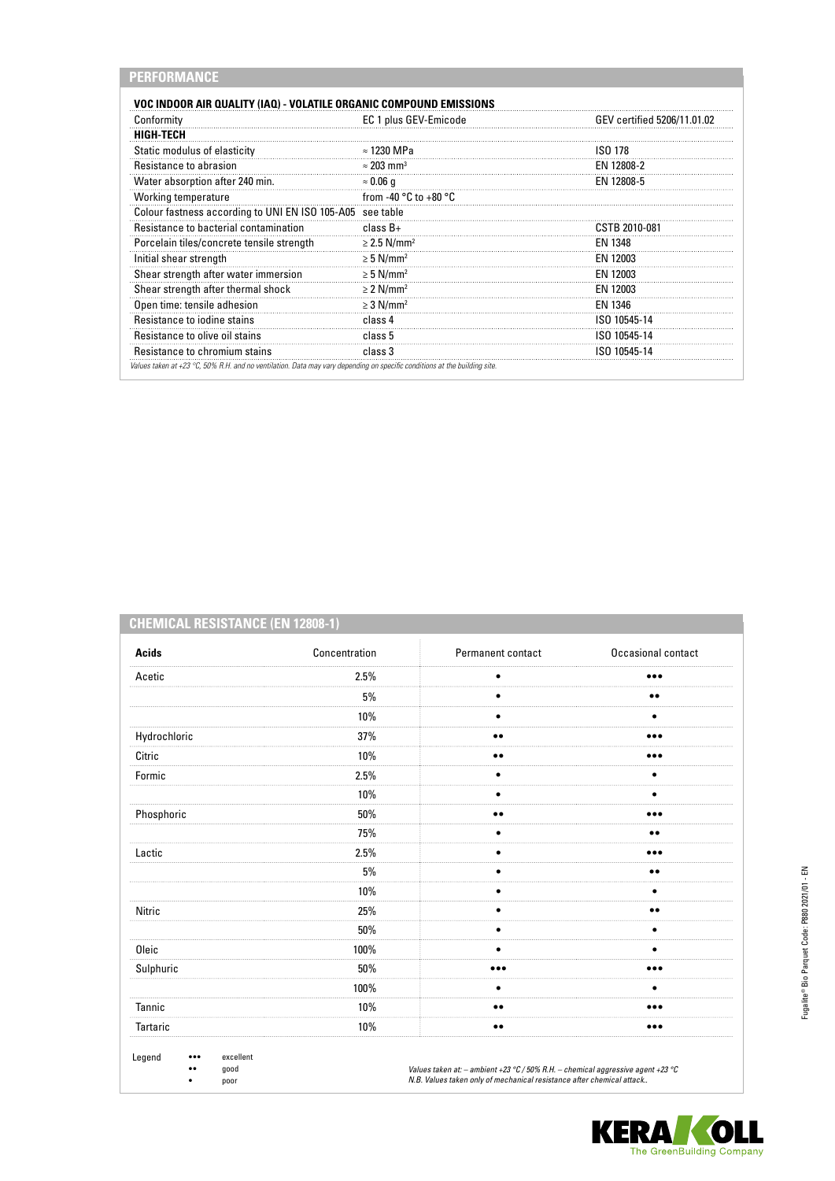## PERFORMANCE

| VOC INDOOR AIR QUALITY (IAQ) - VOLATILE ORGANIC COMPOUND EMISSIONS | | |
|---|---|---|
| Conformity | EC 1 plus GEV-Emicode | GEV certified 5206/11.01.02 |
| **HIGH-TECH** | | |
| Static modulus of elasticity | ≈ 1230 MPa | ISO 178 |
| Resistance to abrasion | ≈ 203 mm³ | EN 12808-2 |
| Water absorption after 240 min. | ≈ 0.06 g | EN 12808-5 |
| Working temperature | from -40 °C to +80 °C | |
| Colour fastness according to UNI EN ISO 105-A05 | see table | |
| Resistance to bacterial contamination | class B+ | CSTB 2010-081 |
| Porcelain tiles/concrete tensile strength | ≥ 2.5 N/mm² | EN 1348 |
| Initial shear strength | ≥ 5 N/mm² | EN 12003 |
| Shear strength after water immersion | ≥ 5 N/mm² | EN 12003 |
| Shear strength after thermal shock | ≥ 2 N/mm² | EN 12003 |
| Open time: tensile adhesion | ≥ 3 N/mm² | EN 1346 |
| Resistance to iodine stains | class 4 | ISO 10545-14 |
| Resistance to olive oil stains | class 5 | ISO 10545-14 |
| Resistance to chromium stains | class 3 | ISO 10545-14 |

*Values taken at +23 °C, 50% R.H. and no ventilation. Data may vary depending on specific conditions at the building site.*

## CHEMICAL RESISTANCE (EN 12808-1)

| Acids | Concentration | Permanent contact | Occasional contact |
|---|---|---|---|
| Acetic | 2.5% | • | ••• |
| | 5% | • | •• |
| | 10% | • | • |
| Hydrochloric | 37% | •• | ••• |
| Citric | 10% | •• | ••• |
| Formic | 2.5% | • | • |
| | 10% | • | • |
| Phosphoric | 50% | •• | ••• |
| | 75% | • | •• |
| Lactic | 2.5% | • | ••• |
| | 5% | • | •• |
| | 10% | • | • |
| Nitric | 25% | • | •• |
| | 50% | • | • |
| Oleic | 100% | • | • |
| Sulphuric | 50% | ••• | ••• |
| | 100% | • | • |
| Tannic | 10% | •• | ••• |
| Tartaric | 10% | •• | ••• |

Legend
- ••• excellent
- •• good
- • poor

*Values taken at: – ambient +23 °C / 50% R.H. – chemical aggressive agent +23 °C*
*N.B. Values taken only of mechanical resistance after chemical attack..*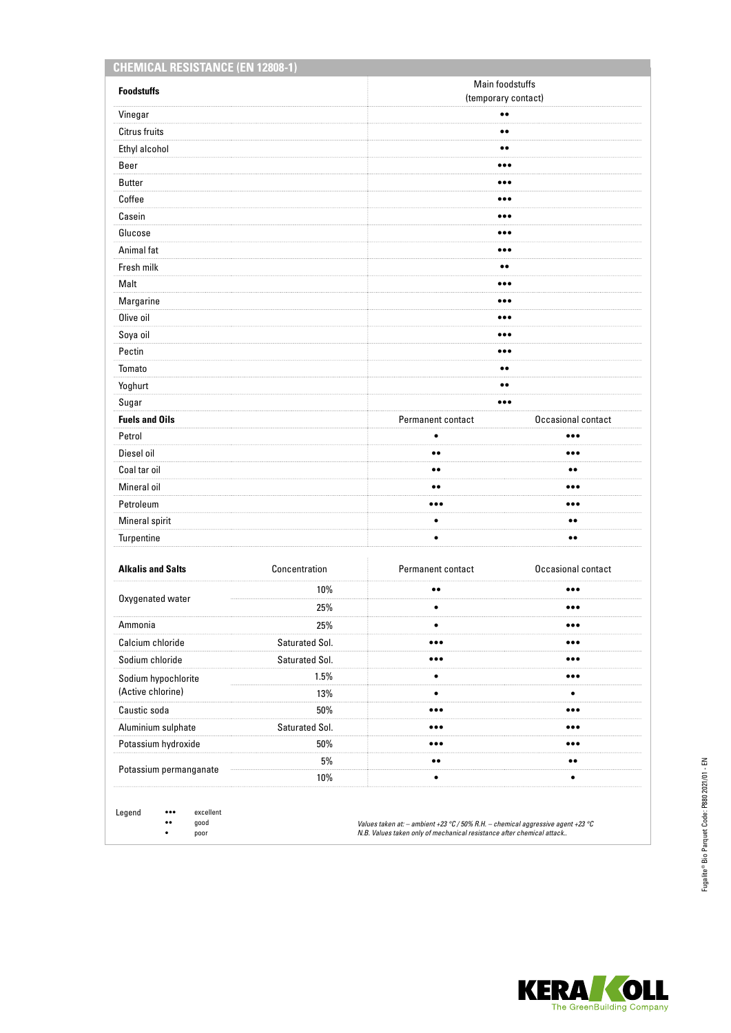## CHEMICAL RESISTANCE (EN 12808-1)

| Foodstuffs | Main foodstuffs (temporary contact) |
|---|---|
| Vinegar | •• |
| Citrus fruits | •• |
| Ethyl alcohol | •• |
| Beer | ••• |
| Butter | ••• |
| Coffee | ••• |
| Casein | ••• |
| Glucose | ••• |
| Animal fat | ••• |
| Fresh milk | •• |
| Malt | ••• |
| Margarine | ••• |
| Olive oil | ••• |
| Soya oil | ••• |
| Pectin | ••• |
| Tomato | •• |
| Yoghurt | •• |
| Sugar | ••• |

| Fuels and Oils | Permanent contact | Occasional contact |
|---|---|---|
| Petrol | • | ••• |
| Diesel oil | •• | ••• |
| Coal tar oil | •• | •• |
| Mineral oil | •• | ••• |
| Petroleum | ••• | ••• |
| Mineral spirit | • | •• |
| Turpentine | • | •• |

| Alkalis and Salts | Concentration | Permanent contact | Occasional contact |
|---|---|---|---|
| Oxygenated water | 10% | •• | ••• |
| | 25% | • | ••• |
| Ammonia | 25% | • | ••• |
| Calcium chloride | Saturated Sol. | ••• | ••• |
| Sodium chloride | Saturated Sol. | ••• | ••• |
| Sodium hypochlorite (Active chlorine) | 1.5% | • | ••• |
| | 13% | • | • |
| Caustic soda | 50% | ••• | ••• |
| Aluminium sulphate | Saturated Sol. | ••• | ••• |
| Potassium hydroxide | 50% | ••• | ••• |
| Potassium permanganate | 5% | •• | •• |
| | 10% | • | • |

Legend
- ••• excellent
- •• good
- • poor

*Values taken at: – ambient +23 °C / 50% R.H. – chemical aggressive agent +23 °C*
*N.B. Values taken only of mechanical resistance after chemical attack..*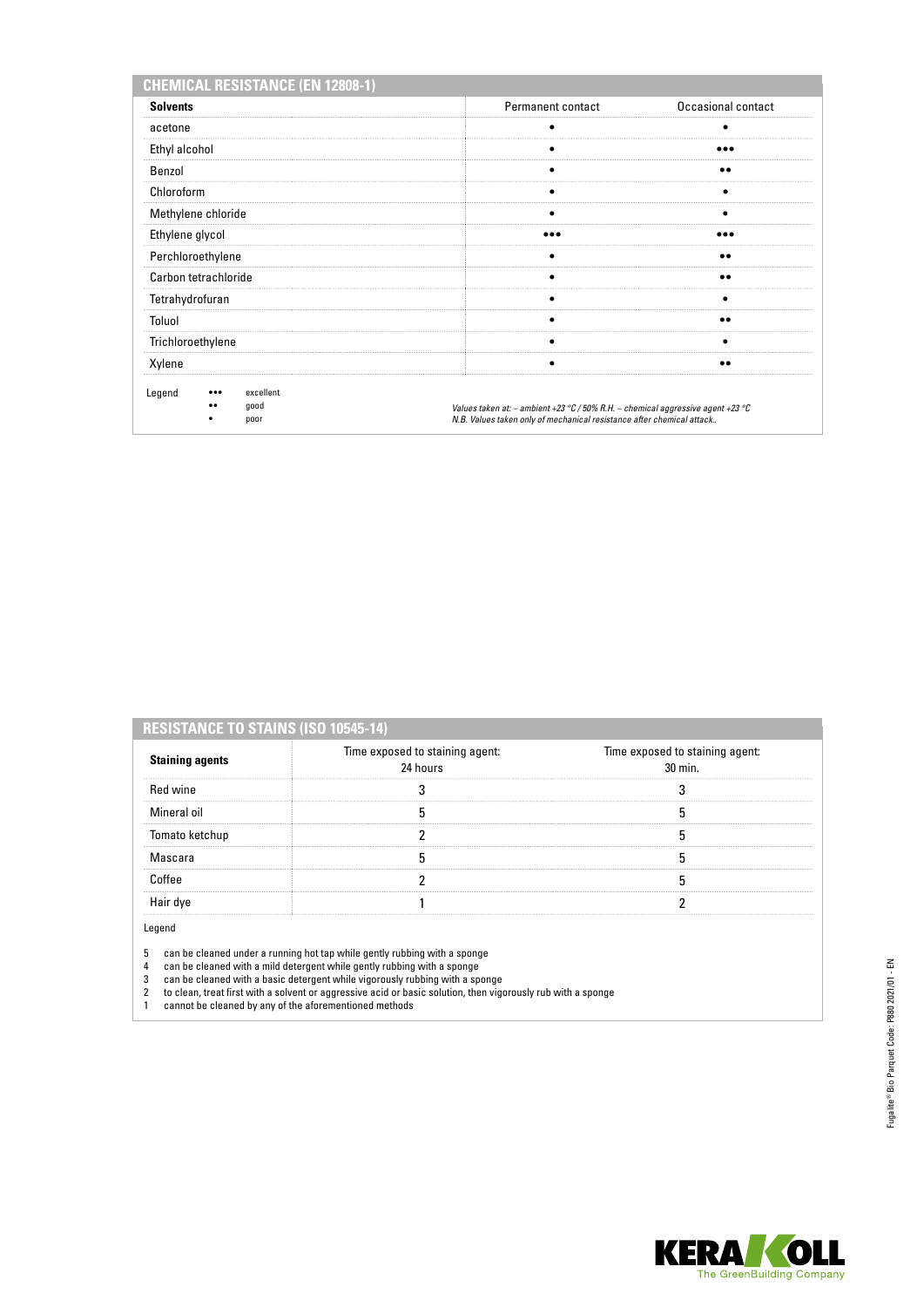## CHEMICAL RESISTANCE (EN 12808-1)

| Solvents | Permanent contact | Occasional contact |
|---|---|---|
| acetone | • | • |
| Ethyl alcohol | • | ••• |
| Benzol | • | •• |
| Chloroform | • | • |
| Methylene chloride | • | • |
| Ethylene glycol | ••• | ••• |
| Perchloroethylene | • | •• |
| Carbon tetrachloride | • | •• |
| Tetrahydrofuran | • | • |
| Toluol | • | •• |
| Trichloroethylene | • | • |
| Xylene | • | •• |

Legend
- ••• excellent
- •• good
- • poor

*Values taken at: – ambient +23 °C / 50% R.H. – chemical aggressive agent +23 °C*
*N.B. Values taken only of mechanical resistance after chemical attack..*

## RESISTANCE TO STAINS (ISO 10545-14)

| Staining agents | Time exposed to staining agent: 24 hours | Time exposed to staining agent: 30 min. |
|---|---|---|
| Red wine | 3 | 3 |
| Mineral oil | 5 | 5 |
| Tomato ketchup | 2 | 5 |
| Mascara | 5 | 5 |
| Coffee | 2 | 5 |
| Hair dye | 1 | 2 |

Legend

5 can be cleaned under a running hot tap while gently rubbing with a sponge
4 can be cleaned with a mild detergent while gently rubbing with a sponge
3 can be cleaned with a basic detergent while vigorously rubbing with a sponge
2 to clean, treat first with a solvent or aggressive acid or basic solution, then vigorously rub with a sponge
1 cannot be cleaned by any of the aforementioned methods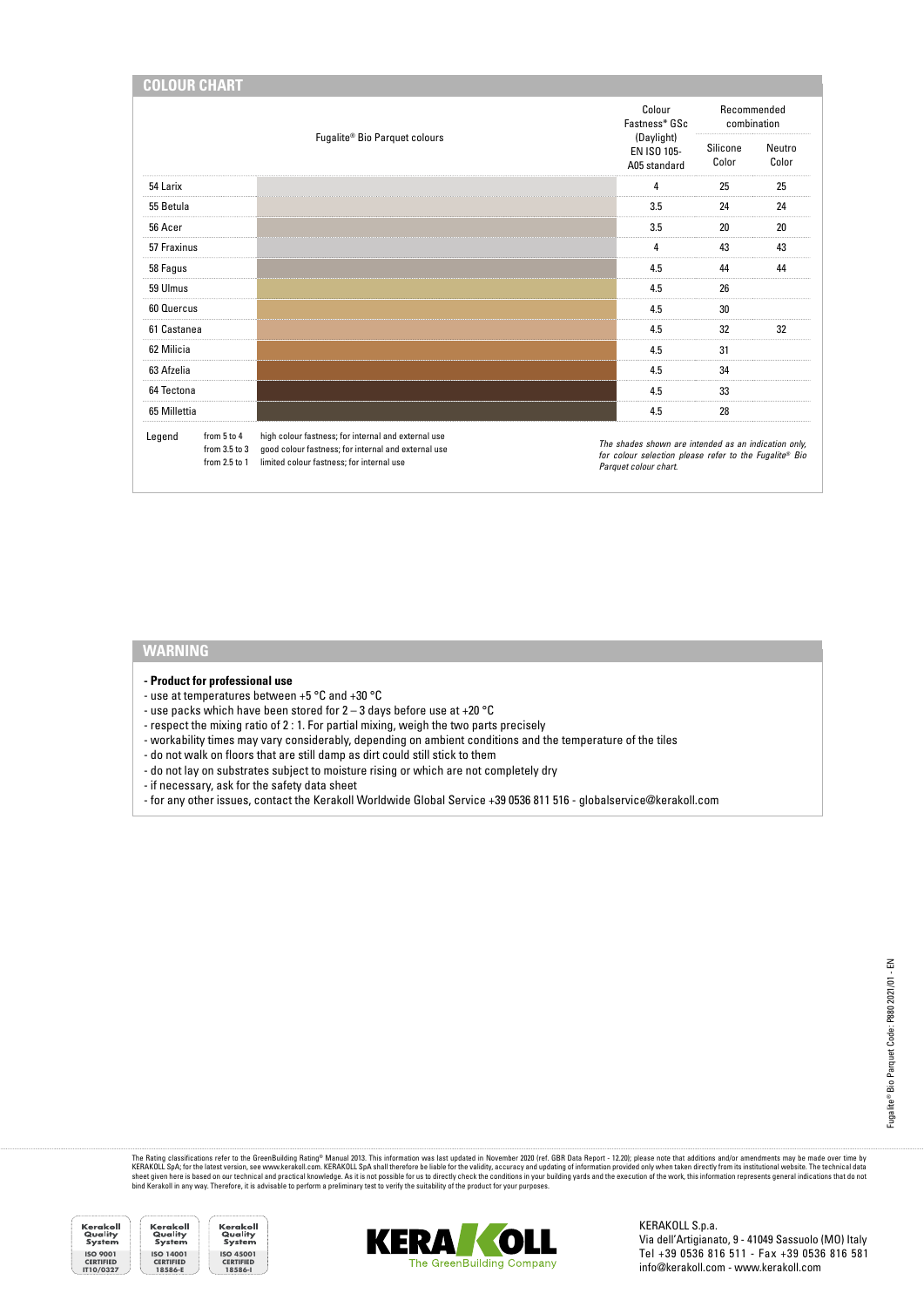## COLOUR CHART

| Fugalite® Bio Parquet colours | | Colour Fastness* GSc (Daylight) EN ISO 105-A05 standard | Recommended combination | |
|---|---|---|---|---|
| | | | Silicone Color | Neutro Color |
| 54 Larix | | 4 | 25 | 25 |
| 55 Betula | | 3.5 | 24 | 24 |
| 56 Acer | | 3.5 | 20 | 20 |
| 57 Fraxinus | | 4 | 43 | 43 |
| 58 Fagus | | 4.5 | 44 | 44 |
| 59 Ulmus | | 4.5 | 26 | |
| 60 Quercus | | 4.5 | 30 | |
| 61 Castanea | | 4.5 | 32 | 32 |
| 62 Milicia | | 4.5 | 31 | |
| 63 Afzelia | | 4.5 | 34 | |
| 64 Tectona | | 4.5 | 33 | |
| 65 Millettia | | 4.5 | 28 | |

Legend
- from 5 to 4 — high colour fastness; for internal and external use
- from 3.5 to 3 — good colour fastness; for internal and external use
- from 2.5 to 1 — limited colour fastness; for internal use

*The shades shown are intended as an indication only, for colour selection please refer to the Fugalite® Bio Parquet colour chart.*

## WARNING

- **Product for professional use**
- use at temperatures between +5 °C and +30 °C
- use packs which have been stored for 2 – 3 days before use at +20 °C
- respect the mixing ratio of 2 : 1. For partial mixing, weigh the two parts precisely
- workability times may vary considerably, depending on ambient conditions and the temperature of the tiles
- do not walk on floors that are still damp as dirt could still stick to them
- do not lay on substrates subject to moisture rising or which are not completely dry
- if necessary, ask for the safety data sheet
- for any other issues, contact the Kerakoll Worldwide Global Service +39 0536 811 516 - globalservice@kerakoll.com

Fugalite® Bio Parquet Code: P880 2021/01 - EN

The Rating classifications refer to the GreenBuilding Rating® Manual 2013. This information was last updated in November 2020 (ref. GBR Data Report - 12.20); please note that additions and/or amendments may be made over time by KERAKOLL SpA; for the latest version, see www.kerakoll.com. KERAKOLL SpA shall therefore be liable for the validity, accuracy and updating of information provided only when taken directly from its institutional website. The technical data sheet given here is based on our technical and practical knowledge. As it is not possible for us to directly check the conditions in your building yards and the execution of the work, this information represents general indications that do not bind Kerakoll in any way. Therefore, it is advisable to perform a preliminary test to verify the suitability of the product for your purposes.

Kerakoll Quality System ISO 9001 CERTIFIED IT10/0327
Kerakoll Quality System ISO 14001 CERTIFIED 18586-E
Kerakoll Quality System ISO 45001 CERTIFIED 18586-I

KERAKOLL The GreenBuilding Company

KERAKOLL S.p.a.
Via dell'Artigianato, 9 - 41049 Sassuolo (MO) Italy
Tel +39 0536 816 511 - Fax +39 0536 816 581
info@kerakoll.com - www.kerakoll.com